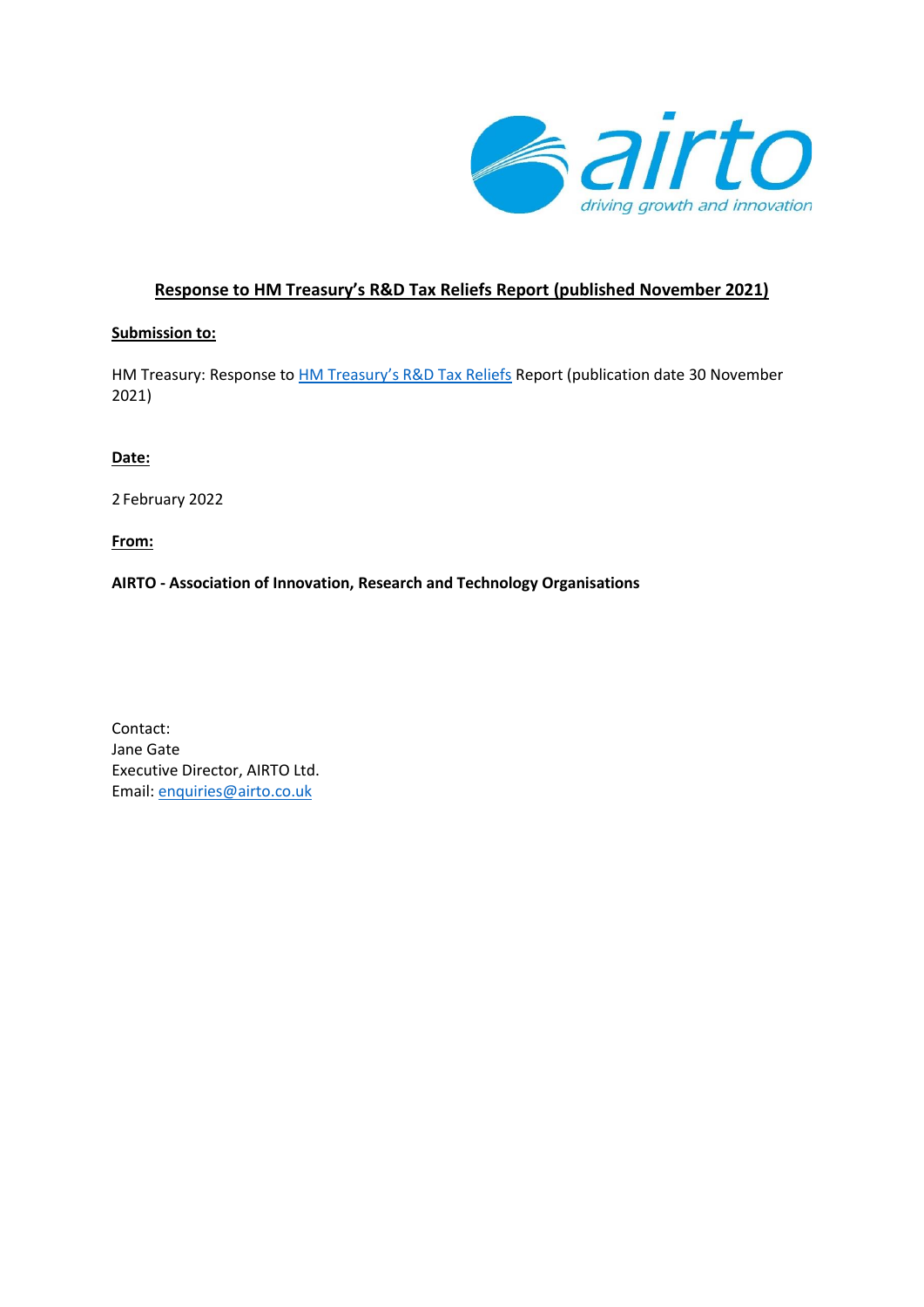# Response to HM Treasury's R&D Tax Reliefs Report (published November 2021)

**Submission to:**

HM Treasury: Response to [HM Treasury's R&D Tax Reliefs] Report (publication date 30 November 2021)

**Date:**

2 February 2022

**From:**

**AIRTO - Association of Innovation, Research and Technology Organisations**

Contact:
Jane Gate
Executive Director, AIRTO Ltd.
Email: enquiries@airto.co.uk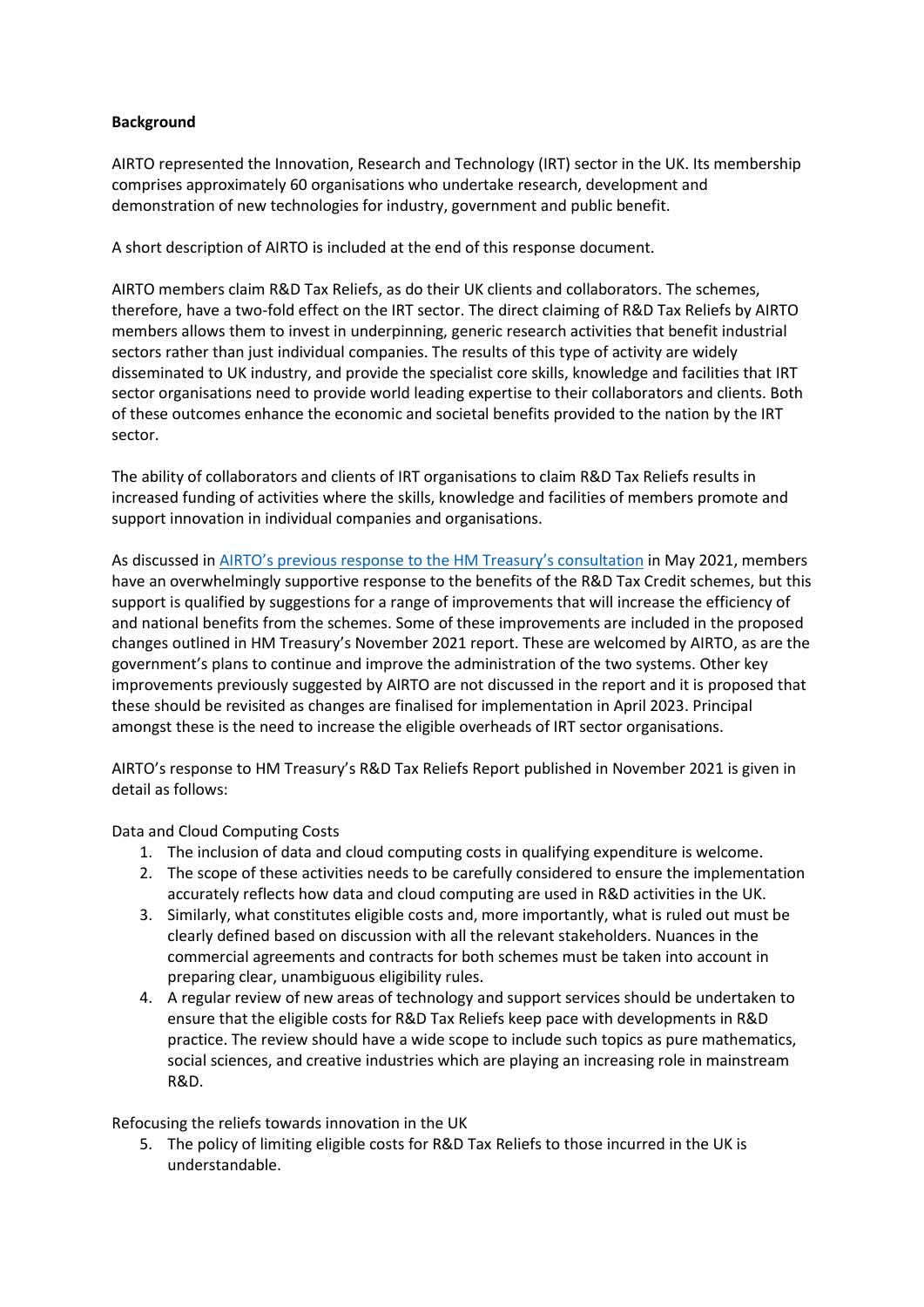**Background**

AIRTO represented the Innovation, Research and Technology (IRT) sector in the UK. Its membership comprises approximately 60 organisations who undertake research, development and demonstration of new technologies for industry, government and public benefit.

A short description of AIRTO is included at the end of this response document.

AIRTO members claim R&D Tax Reliefs, as do their UK clients and collaborators. The schemes, therefore, have a two-fold effect on the IRT sector. The direct claiming of R&D Tax Reliefs by AIRTO members allows them to invest in underpinning, generic research activities that benefit industrial sectors rather than just individual companies. The results of this type of activity are widely disseminated to UK industry, and provide the specialist core skills, knowledge and facilities that IRT sector organisations need to provide world leading expertise to their collaborators and clients. Both of these outcomes enhance the economic and societal benefits provided to the nation by the IRT sector.

The ability of collaborators and clients of IRT organisations to claim R&D Tax Reliefs results in increased funding of activities where the skills, knowledge and facilities of members promote and support innovation in individual companies and organisations.

As discussed in AIRTO's previous response to the HM Treasury's consultation in May 2021, members have an overwhelmingly supportive response to the benefits of the R&D Tax Credit schemes, but this support is qualified by suggestions for a range of improvements that will increase the efficiency of and national benefits from the schemes. Some of these improvements are included in the proposed changes outlined in HM Treasury's November 2021 report. These are welcomed by AIRTO, as are the government's plans to continue and improve the administration of the two systems. Other key improvements previously suggested by AIRTO are not discussed in the report and it is proposed that these should be revisited as changes are finalised for implementation in April 2023. Principal amongst these is the need to increase the eligible overheads of IRT sector organisations.

AIRTO's response to HM Treasury's R&D Tax Reliefs Report published in November 2021 is given in detail as follows:

Data and Cloud Computing Costs

1. The inclusion of data and cloud computing costs in qualifying expenditure is welcome.
2. The scope of these activities needs to be carefully considered to ensure the implementation accurately reflects how data and cloud computing are used in R&D activities in the UK.
3. Similarly, what constitutes eligible costs and, more importantly, what is ruled out must be clearly defined based on discussion with all the relevant stakeholders. Nuances in the commercial agreements and contracts for both schemes must be taken into account in preparing clear, unambiguous eligibility rules.
4. A regular review of new areas of technology and support services should be undertaken to ensure that the eligible costs for R&D Tax Reliefs keep pace with developments in R&D practice. The review should have a wide scope to include such topics as pure mathematics, social sciences, and creative industries which are playing an increasing role in mainstream R&D.

Refocusing the reliefs towards innovation in the UK

5. The policy of limiting eligible costs for R&D Tax Reliefs to those incurred in the UK is understandable.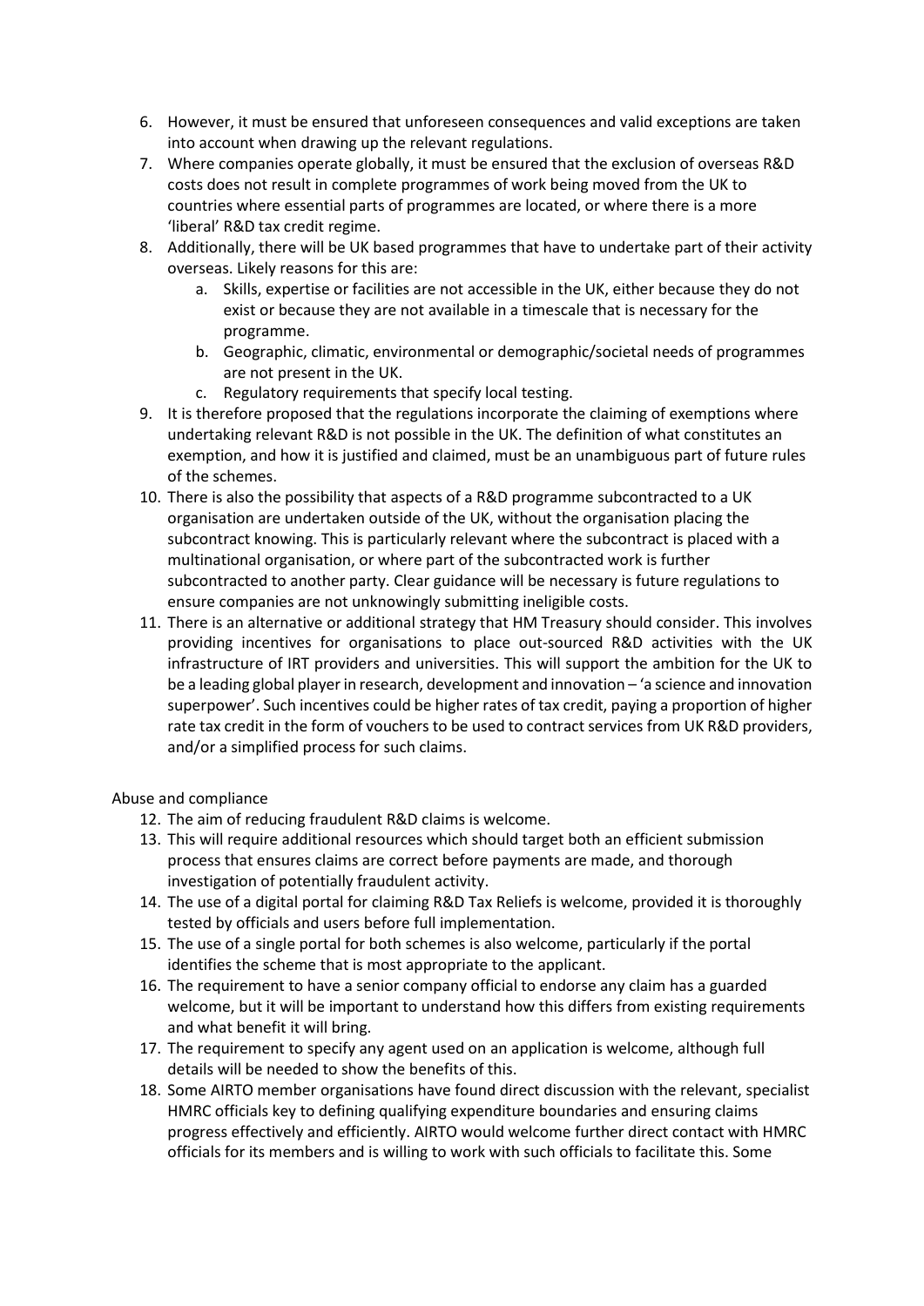6. However, it must be ensured that unforeseen consequences and valid exceptions are taken into account when drawing up the relevant regulations.
7. Where companies operate globally, it must be ensured that the exclusion of overseas R&D costs does not result in complete programmes of work being moved from the UK to countries where essential parts of programmes are located, or where there is a more 'liberal' R&D tax credit regime.
8. Additionally, there will be UK based programmes that have to undertake part of their activity overseas. Likely reasons for this are:
   a. Skills, expertise or facilities are not accessible in the UK, either because they do not exist or because they are not available in a timescale that is necessary for the programme.
   b. Geographic, climatic, environmental or demographic/societal needs of programmes are not present in the UK.
   c. Regulatory requirements that specify local testing.
9. It is therefore proposed that the regulations incorporate the claiming of exemptions where undertaking relevant R&D is not possible in the UK. The definition of what constitutes an exemption, and how it is justified and claimed, must be an unambiguous part of future rules of the schemes.
10. There is also the possibility that aspects of a R&D programme subcontracted to a UK organisation are undertaken outside of the UK, without the organisation placing the subcontract knowing. This is particularly relevant where the subcontract is placed with a multinational organisation, or where part of the subcontracted work is further subcontracted to another party. Clear guidance will be necessary is future regulations to ensure companies are not unknowingly submitting ineligible costs.
11. There is an alternative or additional strategy that HM Treasury should consider. This involves providing incentives for organisations to place out-sourced R&D activities with the UK infrastructure of IRT providers and universities. This will support the ambition for the UK to be a leading global player in research, development and innovation – 'a science and innovation superpower'. Such incentives could be higher rates of tax credit, paying a proportion of higher rate tax credit in the form of vouchers to be used to contract services from UK R&D providers, and/or a simplified process for such claims.

Abuse and compliance

12. The aim of reducing fraudulent R&D claims is welcome.
13. This will require additional resources which should target both an efficient submission process that ensures claims are correct before payments are made, and thorough investigation of potentially fraudulent activity.
14. The use of a digital portal for claiming R&D Tax Reliefs is welcome, provided it is thoroughly tested by officials and users before full implementation.
15. The use of a single portal for both schemes is also welcome, particularly if the portal identifies the scheme that is most appropriate to the applicant.
16. The requirement to have a senior company official to endorse any claim has a guarded welcome, but it will be important to understand how this differs from existing requirements and what benefit it will bring.
17. The requirement to specify any agent used on an application is welcome, although full details will be needed to show the benefits of this.
18. Some AIRTO member organisations have found direct discussion with the relevant, specialist HMRC officials key to defining qualifying expenditure boundaries and ensuring claims progress effectively and efficiently. AIRTO would welcome further direct contact with HMRC officials for its members and is willing to work with such officials to facilitate this. Some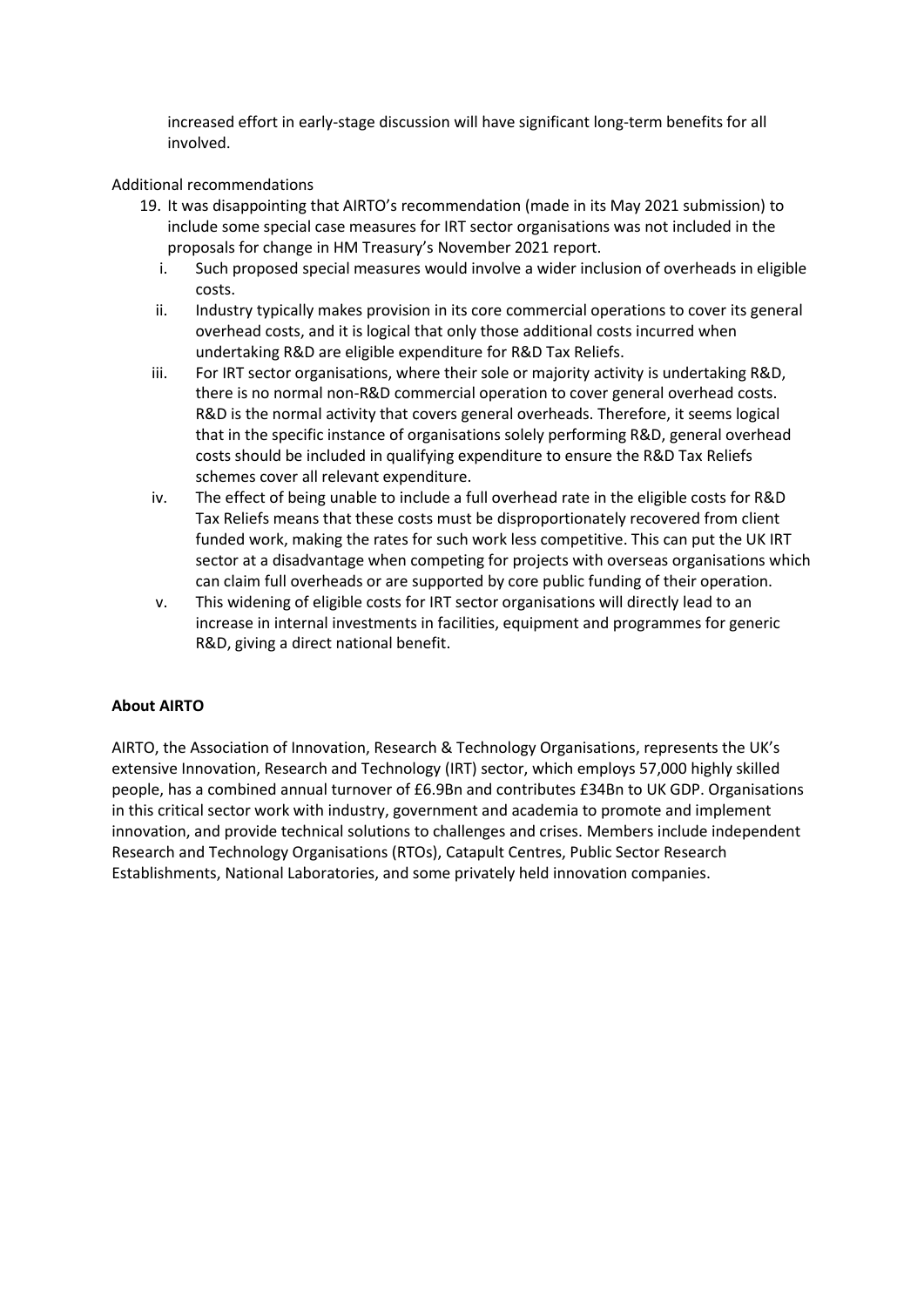increased effort in early-stage discussion will have significant long-term benefits for all involved.

Additional recommendations

19. It was disappointing that AIRTO's recommendation (made in its May 2021 submission) to include some special case measures for IRT sector organisations was not included in the proposals for change in HM Treasury's November 2021 report.
    i. Such proposed special measures would involve a wider inclusion of overheads in eligible costs.
    ii. Industry typically makes provision in its core commercial operations to cover its general overhead costs, and it is logical that only those additional costs incurred when undertaking R&D are eligible expenditure for R&D Tax Reliefs.
    iii. For IRT sector organisations, where their sole or majority activity is undertaking R&D, there is no normal non-R&D commercial operation to cover general overhead costs. R&D is the normal activity that covers general overheads. Therefore, it seems logical that in the specific instance of organisations solely performing R&D, general overhead costs should be included in qualifying expenditure to ensure the R&D Tax Reliefs schemes cover all relevant expenditure.
    iv. The effect of being unable to include a full overhead rate in the eligible costs for R&D Tax Reliefs means that these costs must be disproportionately recovered from client funded work, making the rates for such work less competitive. This can put the UK IRT sector at a disadvantage when competing for projects with overseas organisations which can claim full overheads or are supported by core public funding of their operation.
    v. This widening of eligible costs for IRT sector organisations will directly lead to an increase in internal investments in facilities, equipment and programmes for generic R&D, giving a direct national benefit.

**About AIRTO**

AIRTO, the Association of Innovation, Research & Technology Organisations, represents the UK's extensive Innovation, Research and Technology (IRT) sector, which employs 57,000 highly skilled people, has a combined annual turnover of £6.9Bn and contributes £34Bn to UK GDP. Organisations in this critical sector work with industry, government and academia to promote and implement innovation, and provide technical solutions to challenges and crises. Members include independent Research and Technology Organisations (RTOs), Catapult Centres, Public Sector Research Establishments, National Laboratories, and some privately held innovation companies.